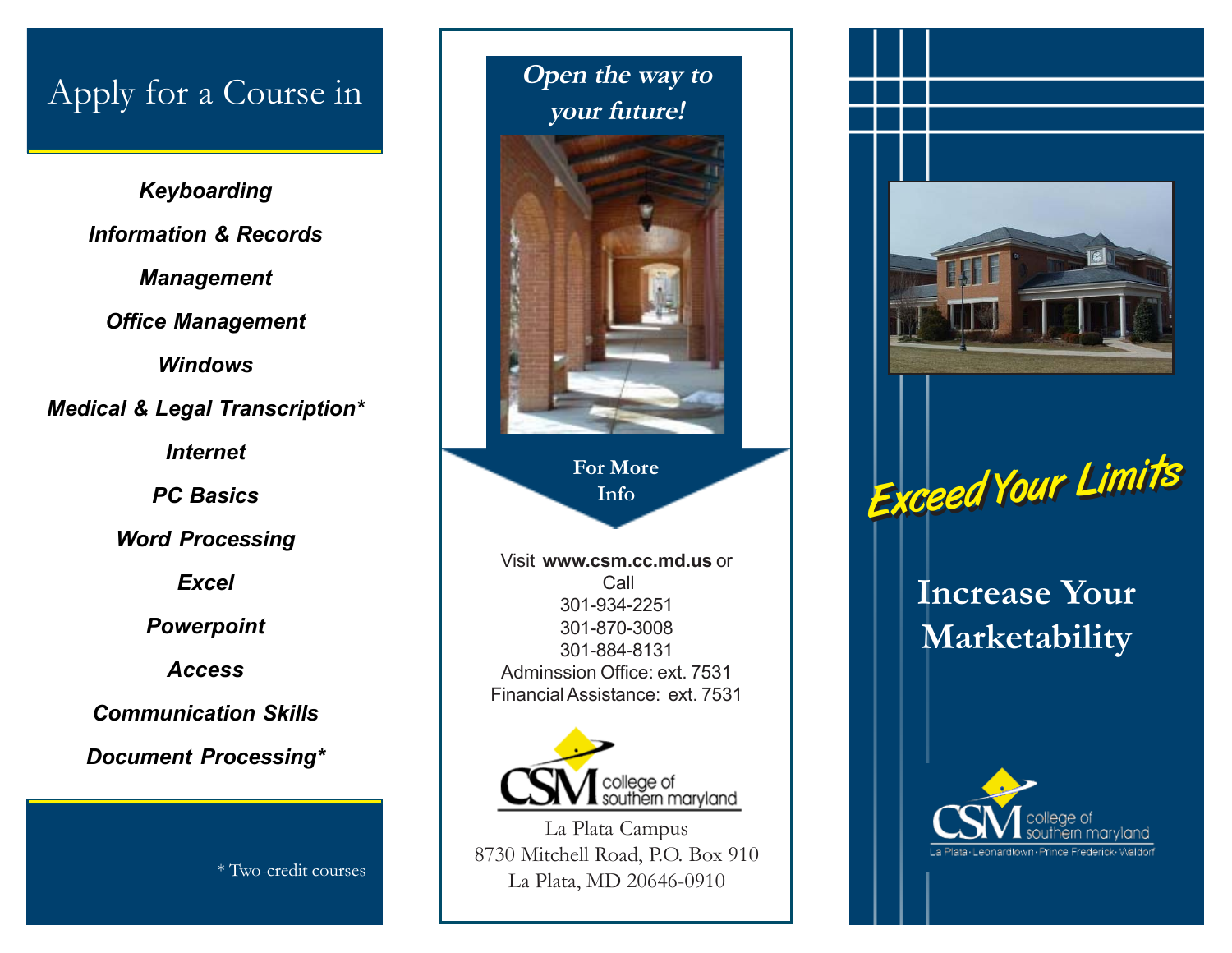# Apply for a Course in

***Keyboarding***

***Information & Records Management***

***Office Management***

***Windows***

***Medical & Legal Transcription****

***Internet***

***PC Basics***

***Word Processing***

***Excel***

***Powerpoint***

***Access***

***Communication Skills***

***Document Processing****

\* Two-credit courses

***Open the way to your future!***

**For More Info**

Visit **www.csm.cc.md.us** or Call
301-934-2251
301-870-3008
301-884-8131
Adminssion Office: ext. 7531
Financial Assistance: ext. 7531

CSM college of southern maryland

La Plata Campus
8730 Mitchell Road, P.O. Box 910
La Plata, MD 20646-0910

***Exceed Your Limits***

## Increase Your Marketability

CSM college of southern maryland
La Plata · Leonardtown · Prince Frederick · Waldorf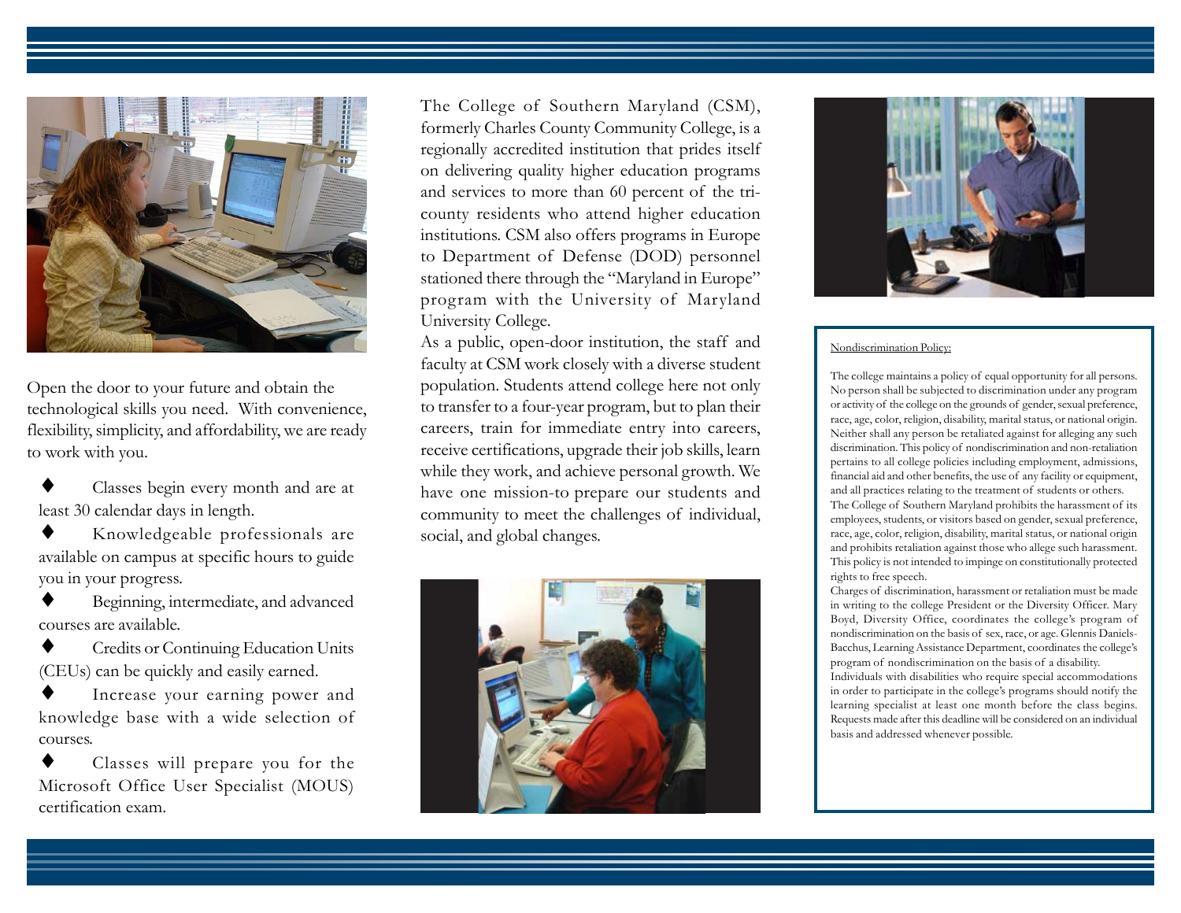Open the door to your future and obtain the technological skills you need. With convenience, flexibility, simplicity, and affordability, we are ready to work with you.

- ♦ Classes begin every month and are at least 30 calendar days in length.
- ♦ Knowledgeable professionals are available on campus at specific hours to guide you in your progress.
- ♦ Beginning, intermediate, and advanced courses are available.
- ♦ Credits or Continuing Education Units (CEUs) can be quickly and easily earned.
- ♦ Increase your earning power and knowledge base with a wide selection of courses.
- ♦ Classes will prepare you for the Microsoft Office User Specialist (MOUS) certification exam.

The College of Southern Maryland (CSM), formerly Charles County Community College, is a regionally accredited institution that prides itself on delivering quality higher education programs and services to more than 60 percent of the tri-county residents who attend higher education institutions. CSM also offers programs in Europe to Department of Defense (DOD) personnel stationed there through the "Maryland in Europe" program with the University of Maryland University College.

As a public, open-door institution, the staff and faculty at CSM work closely with a diverse student population. Students attend college here not only to transfer to a four-year program, but to plan their careers, train for immediate entry into careers, receive certifications, upgrade their job skills, learn while they work, and achieve personal growth. We have one mission-to prepare our students and community to meet the challenges of individual, social, and global changes.

Nondiscrimination Policy:

The college maintains a policy of equal opportunity for all persons. No person shall be subjected to discrimination under any program or activity of the college on the grounds of gender, sexual preference, race, age, color, religion, disability, marital status, or national origin. Neither shall any person be retaliated against for alleging any such discrimination. This policy of nondiscrimination and non-retaliation pertains to all college policies including employment, admissions, financial aid and other benefits, the use of any facility or equipment, and all practices relating to the treatment of students or others.

The College of Southern Maryland prohibits the harassment of its employees, students, or visitors based on gender, sexual preference, race, age, color, religion, disability, marital status, or national origin and prohibits retaliation against those who allege such harassment. This policy is not intended to impinge on constitutionally protected rights to free speech.

Charges of discrimination, harassment or retaliation must be made in writing to the college President or the Diversity Officer. Mary Boyd, Diversity Office, coordinates the college's program of nondiscrimination on the basis of sex, race, or age. Glennis Daniels-Bacchus, Learning Assistance Department, coordinates the college's program of nondiscrimination on the basis of a disability.

Individuals with disabilities who require special accommodations in order to participate in the college's programs should notify the learning specialist at least one month before the class begins. Requests made after this deadline will be considered on an individual basis and addressed whenever possible.